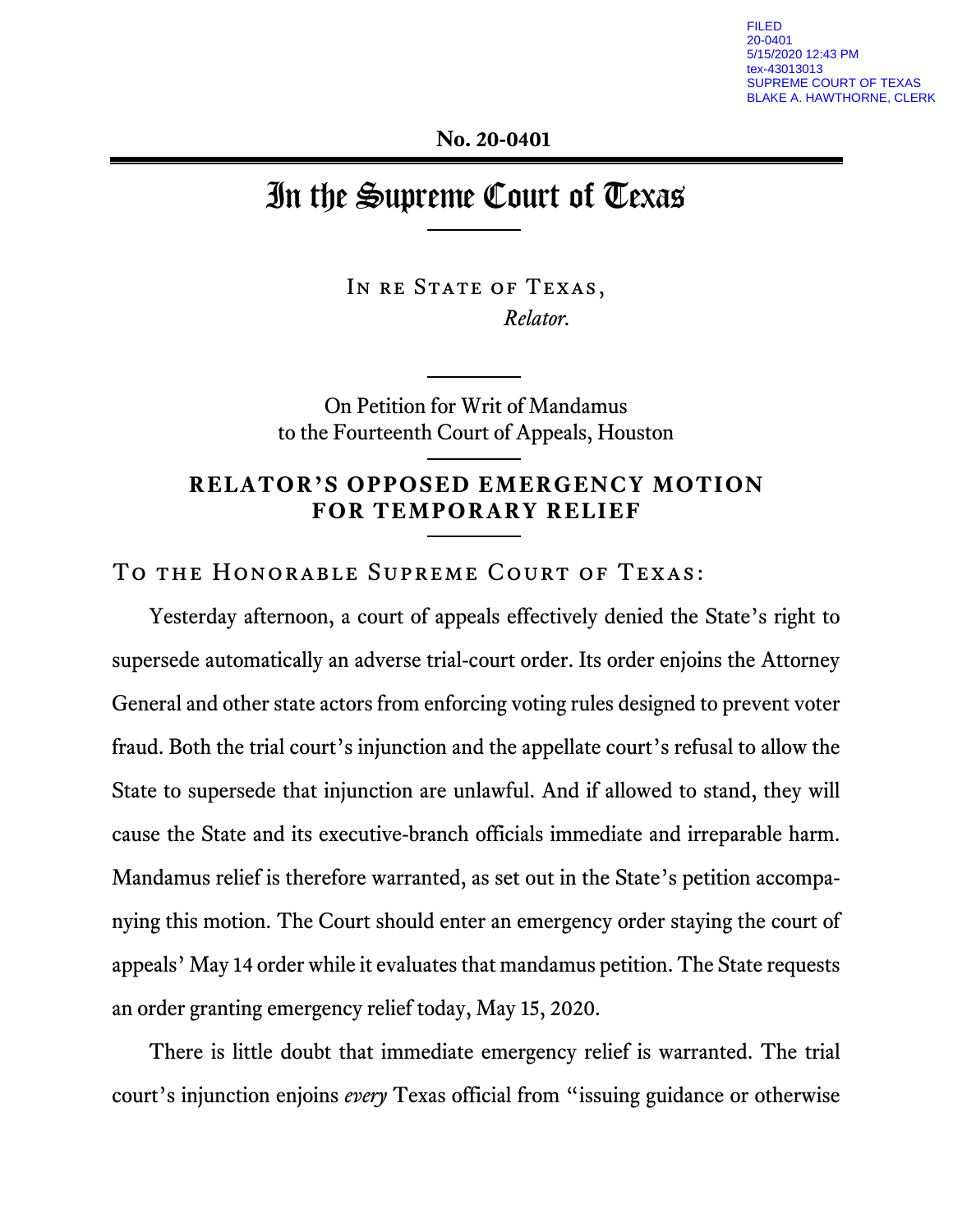FILED
20-0401
5/15/2020 12:43 PM
tex-43013013
SUPREME COURT OF TEXAS
BLAKE A. HAWTHORNE, CLERK

**No. 20-0401**

# In the Supreme Court of Texas

In re State of Texas,
*Relator.*

On Petition for Writ of Mandamus
to the Fourteenth Court of Appeals, Houston

## RELATOR'S OPPOSED EMERGENCY MOTION FOR TEMPORARY RELIEF

To the Honorable Supreme Court of Texas:

Yesterday afternoon, a court of appeals effectively denied the State's right to supersede automatically an adverse trial-court order. Its order enjoins the Attorney General and other state actors from enforcing voting rules designed to prevent voter fraud. Both the trial court's injunction and the appellate court's refusal to allow the State to supersede that injunction are unlawful. And if allowed to stand, they will cause the State and its executive-branch officials immediate and irreparable harm. Mandamus relief is therefore warranted, as set out in the State's petition accompanying this motion. The Court should enter an emergency order staying the court of appeals' May 14 order while it evaluates that mandamus petition. The State requests an order granting emergency relief today, May 15, 2020.

There is little doubt that immediate emergency relief is warranted. The trial court's injunction enjoins *every* Texas official from "issuing guidance or otherwise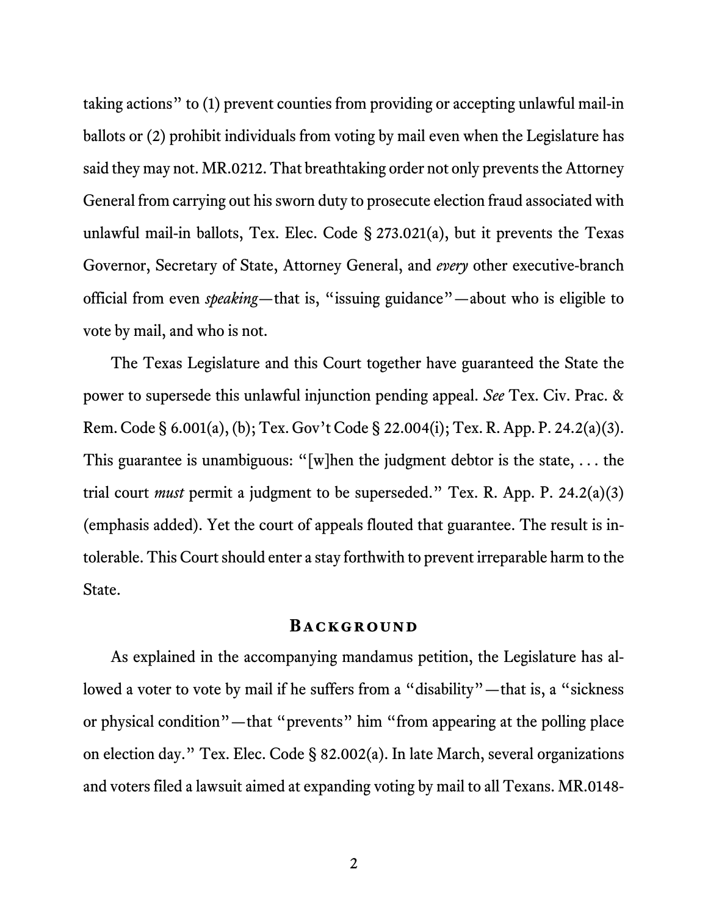taking actions" to (1) prevent counties from providing or accepting unlawful mail-in ballots or (2) prohibit individuals from voting by mail even when the Legislature has said they may not. MR.0212. That breathtaking order not only prevents the Attorney General from carrying out his sworn duty to prosecute election fraud associated with unlawful mail-in ballots, Tex. Elec. Code § 273.021(a), but it prevents the Texas Governor, Secretary of State, Attorney General, and *every* other executive-branch official from even *speaking*—that is, "issuing guidance"—about who is eligible to vote by mail, and who is not.

The Texas Legislature and this Court together have guaranteed the State the power to supersede this unlawful injunction pending appeal. *See* Tex. Civ. Prac. & Rem. Code § 6.001(a), (b); Tex. Gov't Code § 22.004(i); Tex. R. App. P. 24.2(a)(3). This guarantee is unambiguous: "[w]hen the judgment debtor is the state, . . . the trial court *must* permit a judgment to be superseded." Tex. R. App. P. 24.2(a)(3) (emphasis added). Yet the court of appeals flouted that guarantee. The result is intolerable. This Court should enter a stay forthwith to prevent irreparable harm to the State.

## Background

As explained in the accompanying mandamus petition, the Legislature has allowed a voter to vote by mail if he suffers from a "disability"—that is, a "sickness or physical condition"—that "prevents" him "from appearing at the polling place on election day." Tex. Elec. Code § 82.002(a). In late March, several organizations and voters filed a lawsuit aimed at expanding voting by mail to all Texans. MR.0148-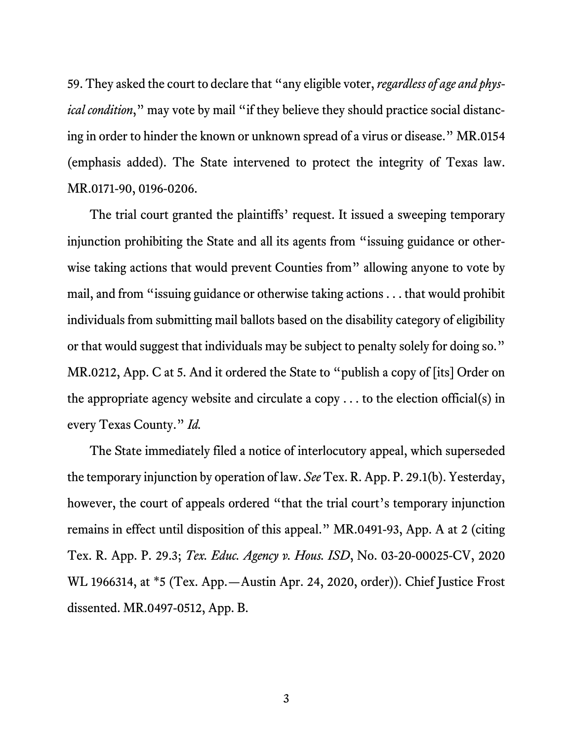59. They asked the court to declare that "any eligible voter, *regardless of age and physical condition*," may vote by mail "if they believe they should practice social distancing in order to hinder the known or unknown spread of a virus or disease." MR.0154 (emphasis added). The State intervened to protect the integrity of Texas law. MR.0171-90, 0196-0206.

The trial court granted the plaintiffs' request. It issued a sweeping temporary injunction prohibiting the State and all its agents from "issuing guidance or otherwise taking actions that would prevent Counties from" allowing anyone to vote by mail, and from "issuing guidance or otherwise taking actions . . . that would prohibit individuals from submitting mail ballots based on the disability category of eligibility or that would suggest that individuals may be subject to penalty solely for doing so." MR.0212, App. C at 5. And it ordered the State to "publish a copy of [its] Order on the appropriate agency website and circulate a copy . . . to the election official(s) in every Texas County." *Id.*

The State immediately filed a notice of interlocutory appeal, which superseded the temporary injunction by operation of law. *See* Tex. R. App. P. 29.1(b). Yesterday, however, the court of appeals ordered "that the trial court's temporary injunction remains in effect until disposition of this appeal." MR.0491-93, App. A at 2 (citing Tex. R. App. P. 29.3; *Tex. Educ. Agency v. Hous. ISD*, No. 03-20-00025-CV, 2020 WL 1966314, at *5 (Tex. App.—Austin Apr. 24, 2020, order)). Chief Justice Frost dissented. MR.0497-0512, App. B.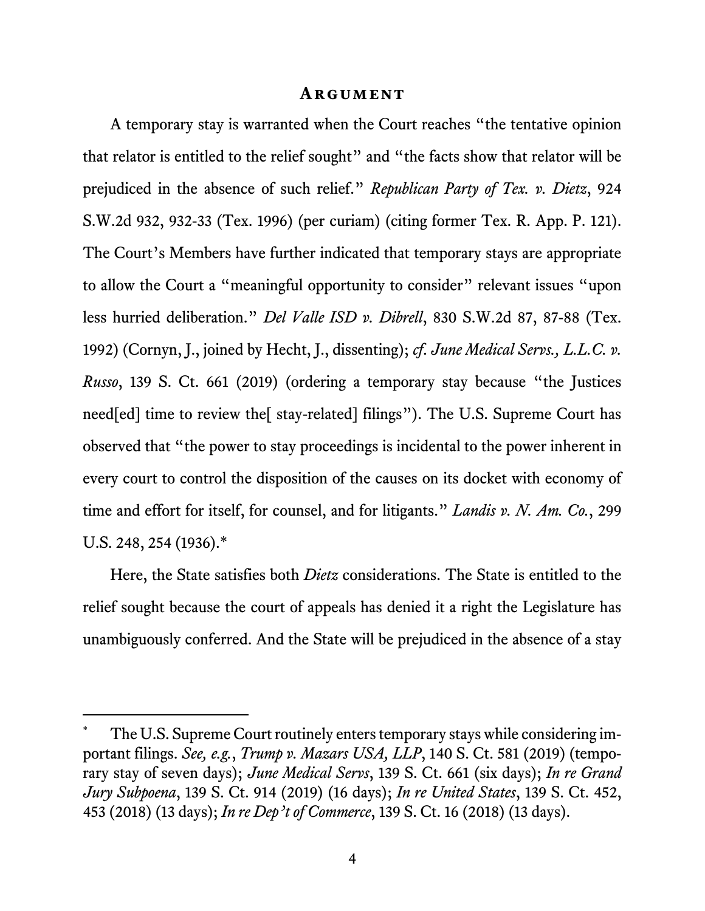## Argument

A temporary stay is warranted when the Court reaches "the tentative opinion that relator is entitled to the relief sought" and "the facts show that relator will be prejudiced in the absence of such relief." *Republican Party of Tex. v. Dietz*, 924 S.W.2d 932, 932-33 (Tex. 1996) (per curiam) (citing former Tex. R. App. P. 121). The Court's Members have further indicated that temporary stays are appropriate to allow the Court a "meaningful opportunity to consider" relevant issues "upon less hurried deliberation." *Del Valle ISD v. Dibrell*, 830 S.W.2d 87, 87-88 (Tex. 1992) (Cornyn, J., joined by Hecht, J., dissenting); *cf. June Medical Servs., L.L.C. v. Russo*, 139 S. Ct. 661 (2019) (ordering a temporary stay because "the Justices need[ed] time to review the[ stay-related] filings"). The U.S. Supreme Court has observed that "the power to stay proceedings is incidental to the power inherent in every court to control the disposition of the causes on its docket with economy of time and effort for itself, for counsel, and for litigants." *Landis v. N. Am. Co.*, 299 U.S. 248, 254 (1936).*

Here, the State satisfies both *Dietz* considerations. The State is entitled to the relief sought because the court of appeals has denied it a right the Legislature has unambiguously conferred. And the State will be prejudiced in the absence of a stay

---

\* The U.S. Supreme Court routinely enters temporary stays while considering important filings. *See, e.g.*, *Trump v. Mazars USA, LLP*, 140 S. Ct. 581 (2019) (temporary stay of seven days); *June Medical Servs*, 139 S. Ct. 661 (six days); *In re Grand Jury Subpoena*, 139 S. Ct. 914 (2019) (16 days); *In re United States*, 139 S. Ct. 452, 453 (2018) (13 days); *In re Dep't of Commerce*, 139 S. Ct. 16 (2018) (13 days).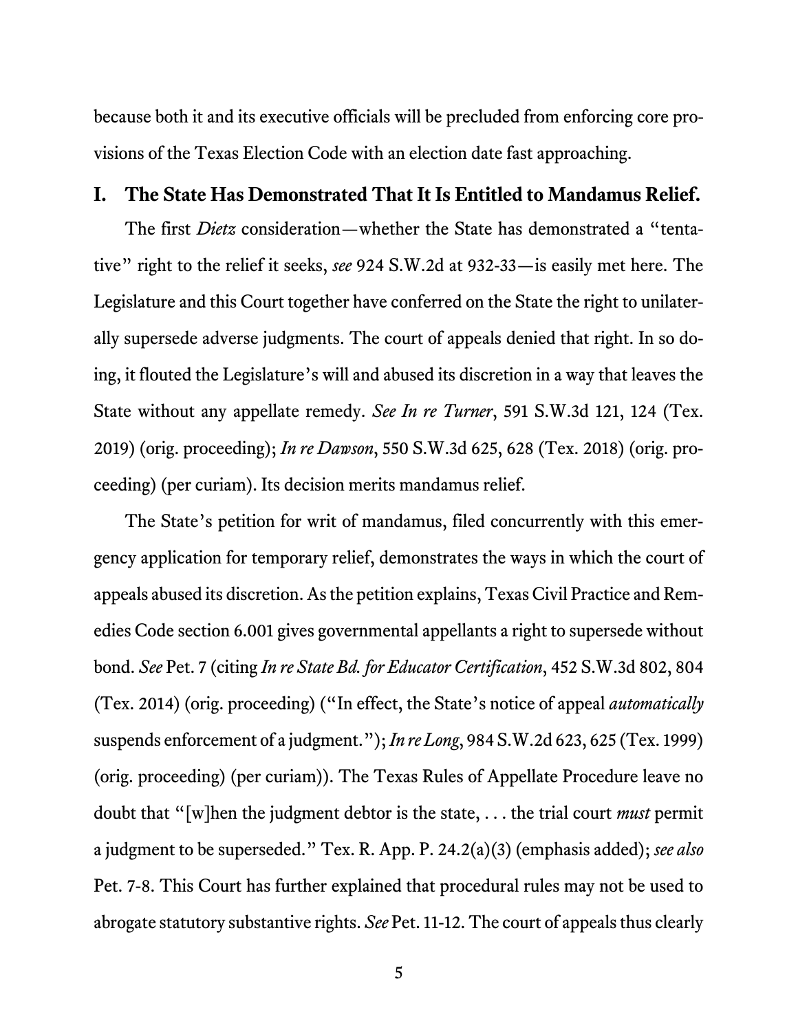because both it and its executive officials will be precluded from enforcing core provisions of the Texas Election Code with an election date fast approaching.

## I. The State Has Demonstrated That It Is Entitled to Mandamus Relief.

The first *Dietz* consideration—whether the State has demonstrated a "tentative" right to the relief it seeks, *see* 924 S.W.2d at 932-33—is easily met here. The Legislature and this Court together have conferred on the State the right to unilaterally supersede adverse judgments. The court of appeals denied that right. In so doing, it flouted the Legislature's will and abused its discretion in a way that leaves the State without any appellate remedy. *See In re Turner*, 591 S.W.3d 121, 124 (Tex. 2019) (orig. proceeding); *In re Dawson*, 550 S.W.3d 625, 628 (Tex. 2018) (orig. proceeding) (per curiam). Its decision merits mandamus relief.

The State's petition for writ of mandamus, filed concurrently with this emergency application for temporary relief, demonstrates the ways in which the court of appeals abused its discretion. As the petition explains, Texas Civil Practice and Remedies Code section 6.001 gives governmental appellants a right to supersede without bond. *See* Pet. 7 (citing *In re State Bd. for Educator Certification*, 452 S.W.3d 802, 804 (Tex. 2014) (orig. proceeding) ("In effect, the State's notice of appeal *automatically* suspends enforcement of a judgment."); *In re Long*, 984 S.W.2d 623, 625 (Tex. 1999) (orig. proceeding) (per curiam)). The Texas Rules of Appellate Procedure leave no doubt that "[w]hen the judgment debtor is the state, . . . the trial court *must* permit a judgment to be superseded." Tex. R. App. P. 24.2(a)(3) (emphasis added); *see also* Pet. 7-8. This Court has further explained that procedural rules may not be used to abrogate statutory substantive rights. *See* Pet. 11-12. The court of appeals thus clearly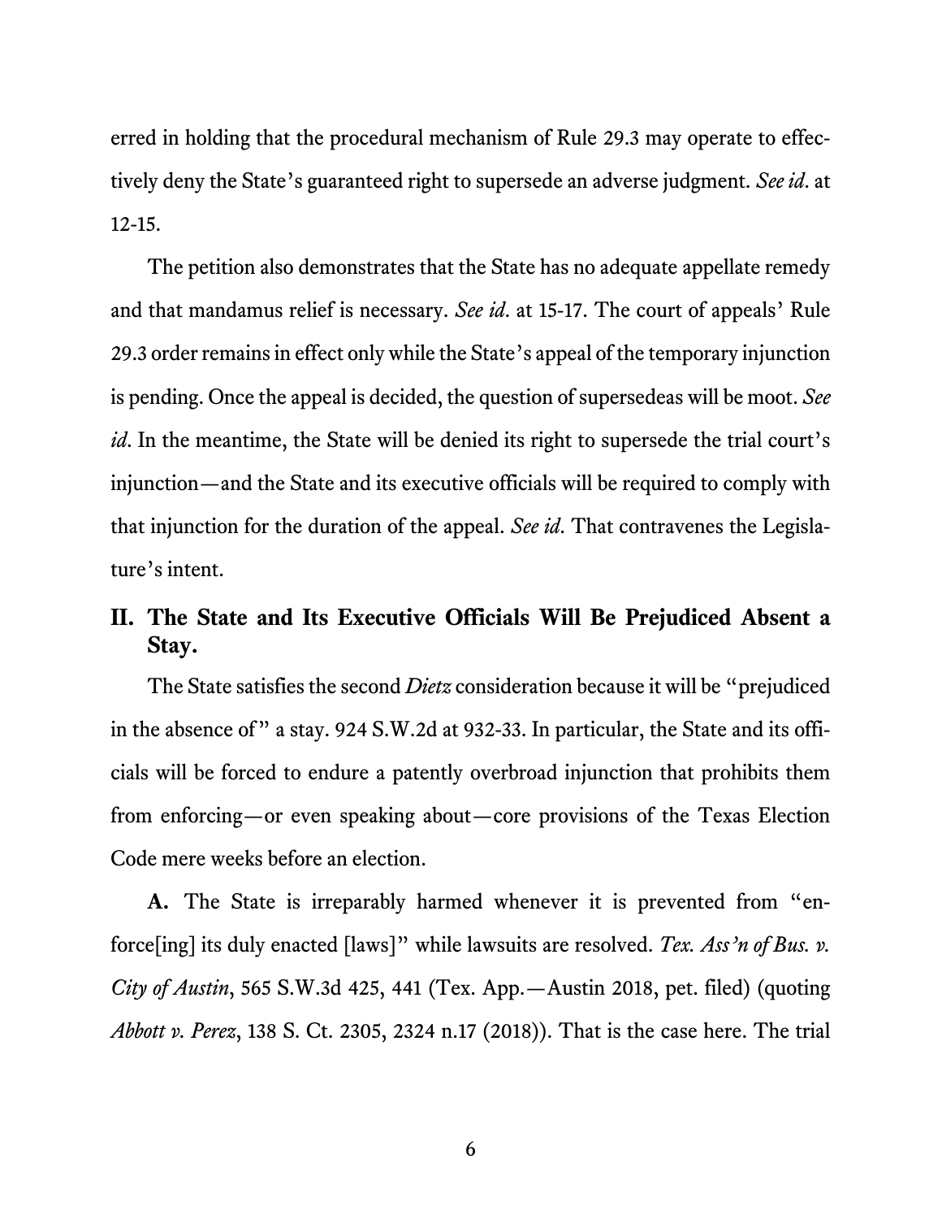erred in holding that the procedural mechanism of Rule 29.3 may operate to effectively deny the State's guaranteed right to supersede an adverse judgment. *See id*. at 12-15.

The petition also demonstrates that the State has no adequate appellate remedy and that mandamus relief is necessary. *See id*. at 15-17. The court of appeals' Rule 29.3 order remains in effect only while the State's appeal of the temporary injunction is pending. Once the appeal is decided, the question of supersedeas will be moot. *See id*. In the meantime, the State will be denied its right to supersede the trial court's injunction—and the State and its executive officials will be required to comply with that injunction for the duration of the appeal. *See id*. That contravenes the Legislature's intent.

## II. The State and Its Executive Officials Will Be Prejudiced Absent a Stay.

The State satisfies the second *Dietz* consideration because it will be "prejudiced in the absence of" a stay. 924 S.W.2d at 932-33. In particular, the State and its officials will be forced to endure a patently overbroad injunction that prohibits them from enforcing—or even speaking about—core provisions of the Texas Election Code mere weeks before an election.

**A.** The State is irreparably harmed whenever it is prevented from "enforce[ing] its duly enacted [laws]" while lawsuits are resolved. *Tex. Ass'n of Bus. v. City of Austin*, 565 S.W.3d 425, 441 (Tex. App.—Austin 2018, pet. filed) (quoting *Abbott v. Perez*, 138 S. Ct. 2305, 2324 n.17 (2018)). That is the case here. The trial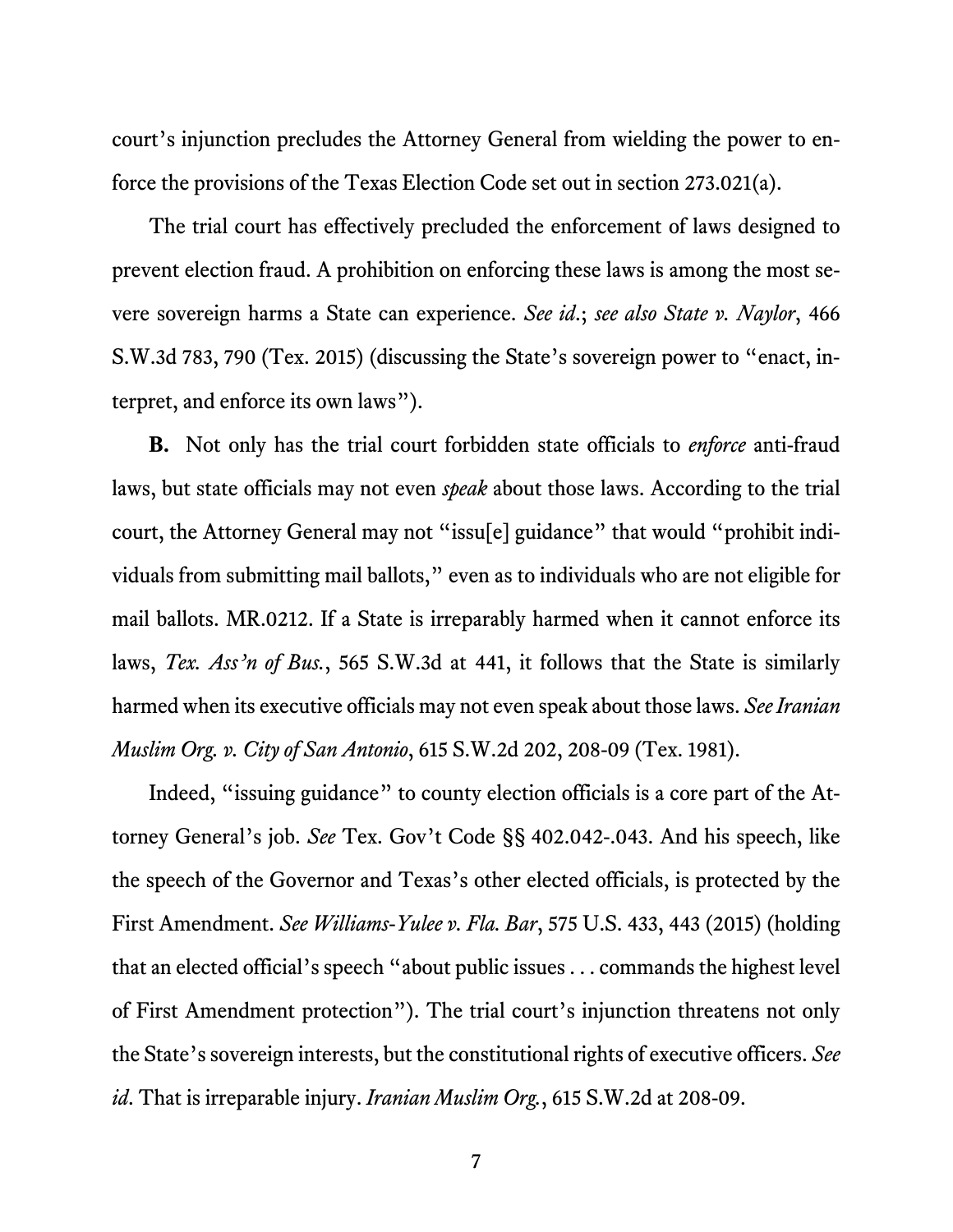court's injunction precludes the Attorney General from wielding the power to enforce the provisions of the Texas Election Code set out in section 273.021(a).

The trial court has effectively precluded the enforcement of laws designed to prevent election fraud. A prohibition on enforcing these laws is among the most severe sovereign harms a State can experience. *See id.*; *see also State v. Naylor*, 466 S.W.3d 783, 790 (Tex. 2015) (discussing the State's sovereign power to "enact, interpret, and enforce its own laws").

**B.** Not only has the trial court forbidden state officials to *enforce* anti-fraud laws, but state officials may not even *speak* about those laws. According to the trial court, the Attorney General may not "issu[e] guidance" that would "prohibit individuals from submitting mail ballots," even as to individuals who are not eligible for mail ballots. MR.0212. If a State is irreparably harmed when it cannot enforce its laws, *Tex. Ass'n of Bus.*, 565 S.W.3d at 441, it follows that the State is similarly harmed when its executive officials may not even speak about those laws. *See Iranian Muslim Org. v. City of San Antonio*, 615 S.W.2d 202, 208-09 (Tex. 1981).

Indeed, "issuing guidance" to county election officials is a core part of the Attorney General's job. *See* Tex. Gov't Code §§ 402.042-.043. And his speech, like the speech of the Governor and Texas's other elected officials, is protected by the First Amendment. *See Williams-Yulee v. Fla. Bar*, 575 U.S. 433, 443 (2015) (holding that an elected official's speech "about public issues . . . commands the highest level of First Amendment protection"). The trial court's injunction threatens not only the State's sovereign interests, but the constitutional rights of executive officers. *See id*. That is irreparable injury. *Iranian Muslim Org.*, 615 S.W.2d at 208-09.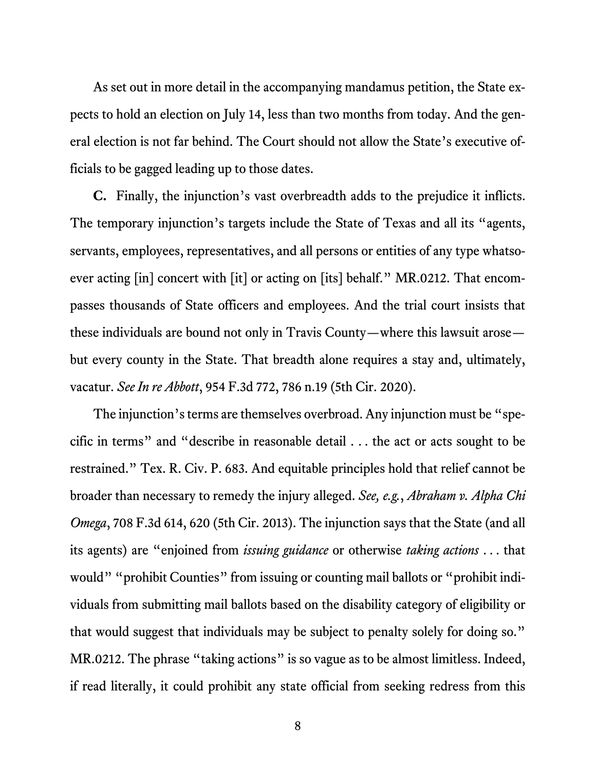As set out in more detail in the accompanying mandamus petition, the State expects to hold an election on July 14, less than two months from today. And the general election is not far behind. The Court should not allow the State's executive officials to be gagged leading up to those dates.

**C.** Finally, the injunction's vast overbreadth adds to the prejudice it inflicts. The temporary injunction's targets include the State of Texas and all its "agents, servants, employees, representatives, and all persons or entities of any type whatsoever acting [in] concert with [it] or acting on [its] behalf." MR.0212. That encompasses thousands of State officers and employees. And the trial court insists that these individuals are bound not only in Travis County—where this lawsuit arose—but every county in the State. That breadth alone requires a stay and, ultimately, vacatur. *See In re Abbott*, 954 F.3d 772, 786 n.19 (5th Cir. 2020).

The injunction's terms are themselves overbroad. Any injunction must be "specific in terms" and "describe in reasonable detail . . . the act or acts sought to be restrained." Tex. R. Civ. P. 683. And equitable principles hold that relief cannot be broader than necessary to remedy the injury alleged. *See, e.g.*, *Abraham v. Alpha Chi Omega*, 708 F.3d 614, 620 (5th Cir. 2013). The injunction says that the State (and all its agents) are "enjoined from *issuing guidance* or otherwise *taking actions* . . . that would" "prohibit Counties" from issuing or counting mail ballots or "prohibit individuals from submitting mail ballots based on the disability category of eligibility or that would suggest that individuals may be subject to penalty solely for doing so." MR.0212. The phrase "taking actions" is so vague as to be almost limitless. Indeed, if read literally, it could prohibit any state official from seeking redress from this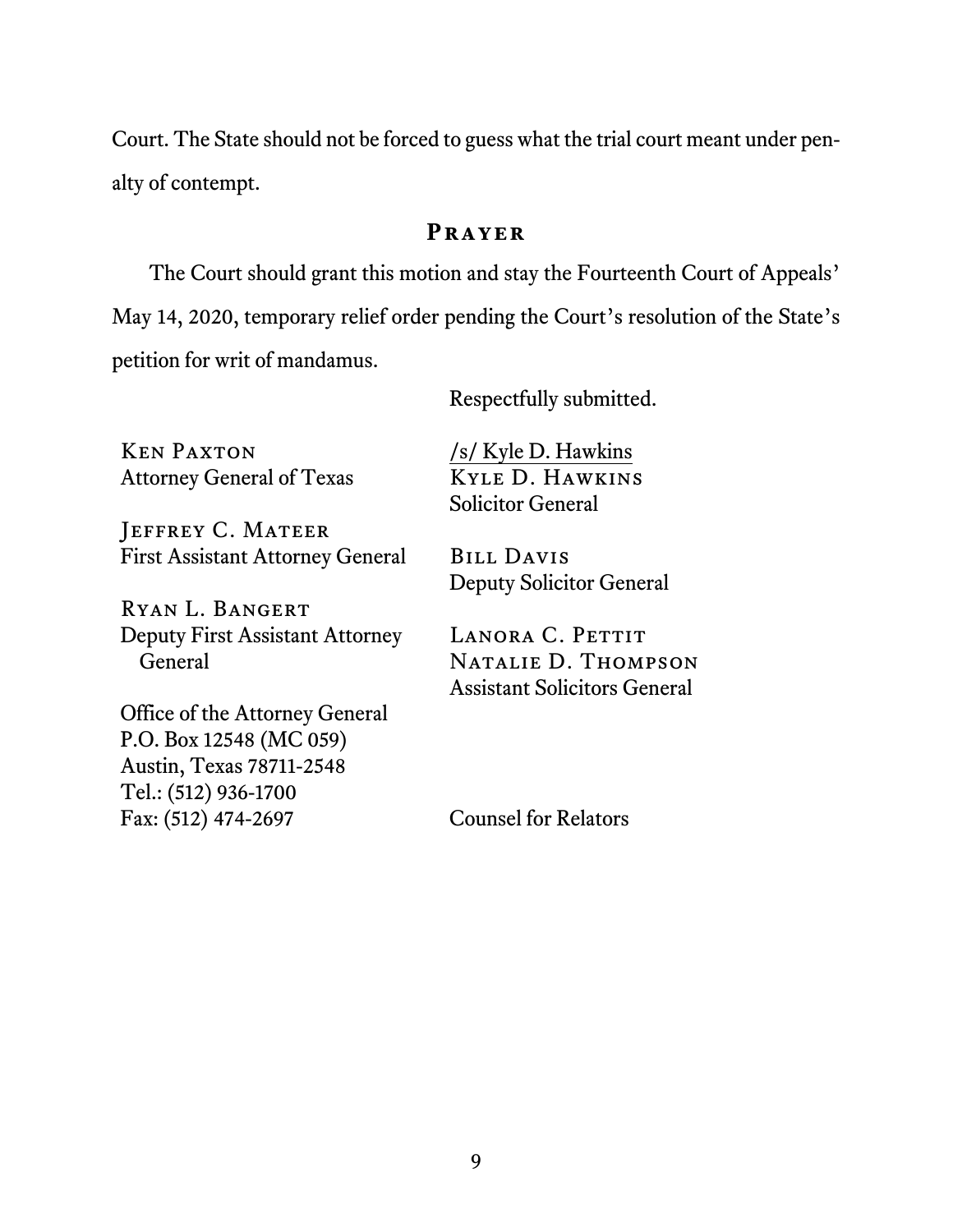Court. The State should not be forced to guess what the trial court meant under penalty of contempt.

## Prayer

The Court should grant this motion and stay the Fourteenth Court of Appeals' May 14, 2020, temporary relief order pending the Court's resolution of the State's petition for writ of mandamus.

Respectfully submitted.

Ken Paxton
Attorney General of Texas

Jeffrey C. Mateer
First Assistant Attorney General

Ryan L. Bangert
Deputy First Assistant Attorney General

Office of the Attorney General
P.O. Box 12548 (MC 059)
Austin, Texas 78711-2548
Tel.: (512) 936-1700
Fax: (512) 474-2697

/s/ Kyle D. Hawkins
Kyle D. Hawkins
Solicitor General

Bill Davis
Deputy Solicitor General

Lanora C. Pettit
Natalie D. Thompson
Assistant Solicitors General

Counsel for Relators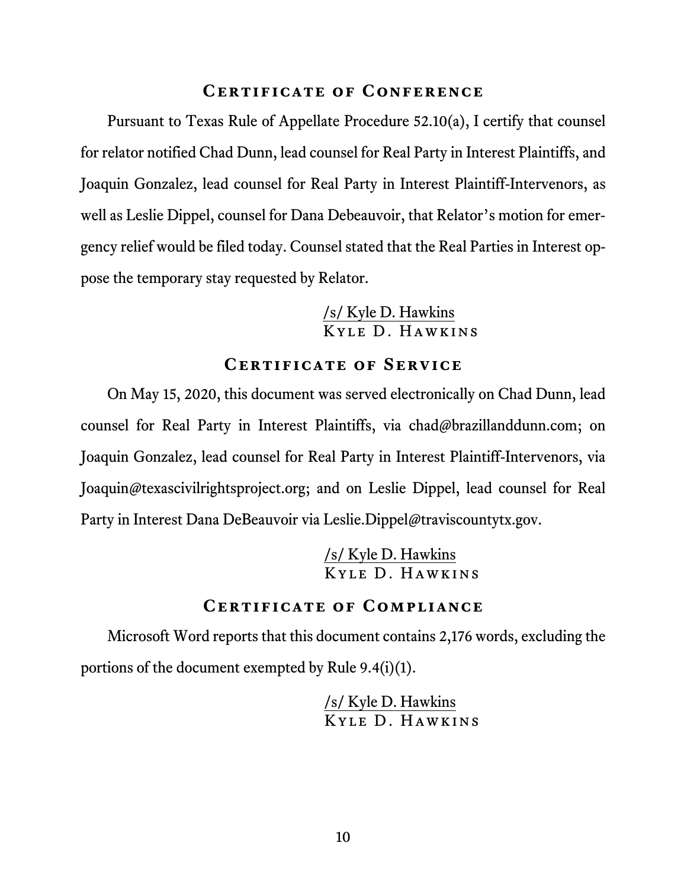## Certificate of Conference

Pursuant to Texas Rule of Appellate Procedure 52.10(a), I certify that counsel for relator notified Chad Dunn, lead counsel for Real Party in Interest Plaintiffs, and Joaquin Gonzalez, lead counsel for Real Party in Interest Plaintiff-Intervenors, as well as Leslie Dippel, counsel for Dana Debeauvoir, that Relator's motion for emergency relief would be filed today. Counsel stated that the Real Parties in Interest oppose the temporary stay requested by Relator.

/s/ Kyle D. Hawkins
Kyle D. Hawkins

## Certificate of Service

On May 15, 2020, this document was served electronically on Chad Dunn, lead counsel for Real Party in Interest Plaintiffs, via chad@brazillanddunn.com; on Joaquin Gonzalez, lead counsel for Real Party in Interest Plaintiff-Intervenors, via Joaquin@texascivilrightsproject.org; and on Leslie Dippel, lead counsel for Real Party in Interest Dana DeBeauvoir via Leslie.Dippel@traviscountytx.gov.

/s/ Kyle D. Hawkins
Kyle D. Hawkins

## Certificate of Compliance

Microsoft Word reports that this document contains 2,176 words, excluding the portions of the document exempted by Rule 9.4(i)(1).

/s/ Kyle D. Hawkins
Kyle D. Hawkins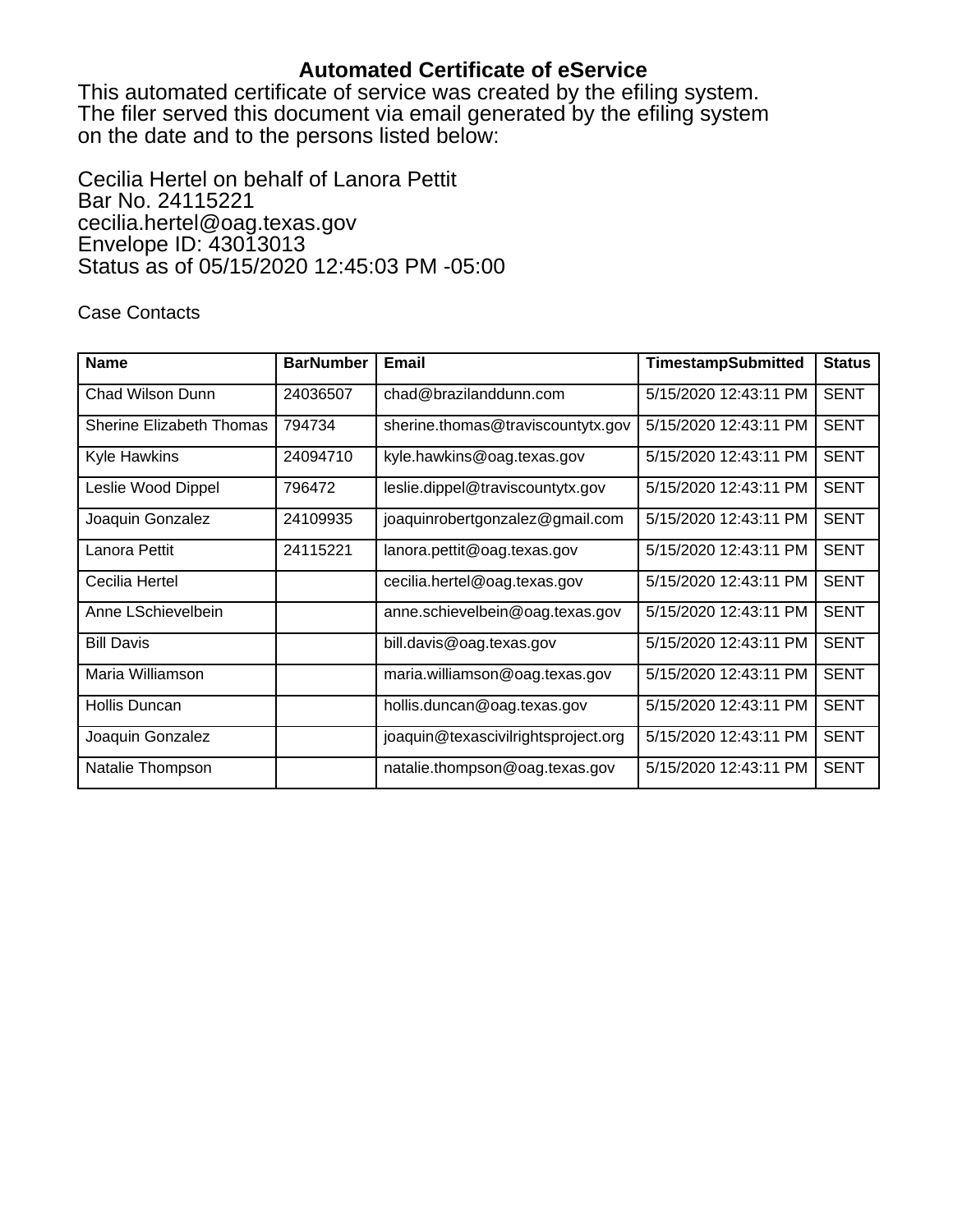# Automated Certificate of eService

This automated certificate of service was created by the efiling system. The filer served this document via email generated by the efiling system on the date and to the persons listed below:

Cecilia Hertel on behalf of Lanora Pettit
Bar No. 24115221
cecilia.hertel@oag.texas.gov
Envelope ID: 43013013
Status as of 05/15/2020 12:45:03 PM -05:00

Case Contacts

| Name | BarNumber | Email | TimestampSubmitted | Status |
|---|---|---|---|---|
| Chad Wilson Dunn | 24036507 | chad@brazilanddunn.com | 5/15/2020 12:43:11 PM | SENT |
| Sherine Elizabeth Thomas | 794734 | sherine.thomas@traviscountytx.gov | 5/15/2020 12:43:11 PM | SENT |
| Kyle Hawkins | 24094710 | kyle.hawkins@oag.texas.gov | 5/15/2020 12:43:11 PM | SENT |
| Leslie Wood Dippel | 796472 | leslie.dippel@traviscountytx.gov | 5/15/2020 12:43:11 PM | SENT |
| Joaquin Gonzalez | 24109935 | joaquinrobertgonzalez@gmail.com | 5/15/2020 12:43:11 PM | SENT |
| Lanora Pettit | 24115221 | lanora.pettit@oag.texas.gov | 5/15/2020 12:43:11 PM | SENT |
| Cecilia Hertel | | cecilia.hertel@oag.texas.gov | 5/15/2020 12:43:11 PM | SENT |
| Anne LSchievelbein | | anne.schievelbein@oag.texas.gov | 5/15/2020 12:43:11 PM | SENT |
| Bill Davis | | bill.davis@oag.texas.gov | 5/15/2020 12:43:11 PM | SENT |
| Maria Williamson | | maria.williamson@oag.texas.gov | 5/15/2020 12:43:11 PM | SENT |
| Hollis Duncan | | hollis.duncan@oag.texas.gov | 5/15/2020 12:43:11 PM | SENT |
| Joaquin Gonzalez | | joaquin@texascivilrightsproject.org | 5/15/2020 12:43:11 PM | SENT |
| Natalie Thompson | | natalie.thompson@oag.texas.gov | 5/15/2020 12:43:11 PM | SENT |